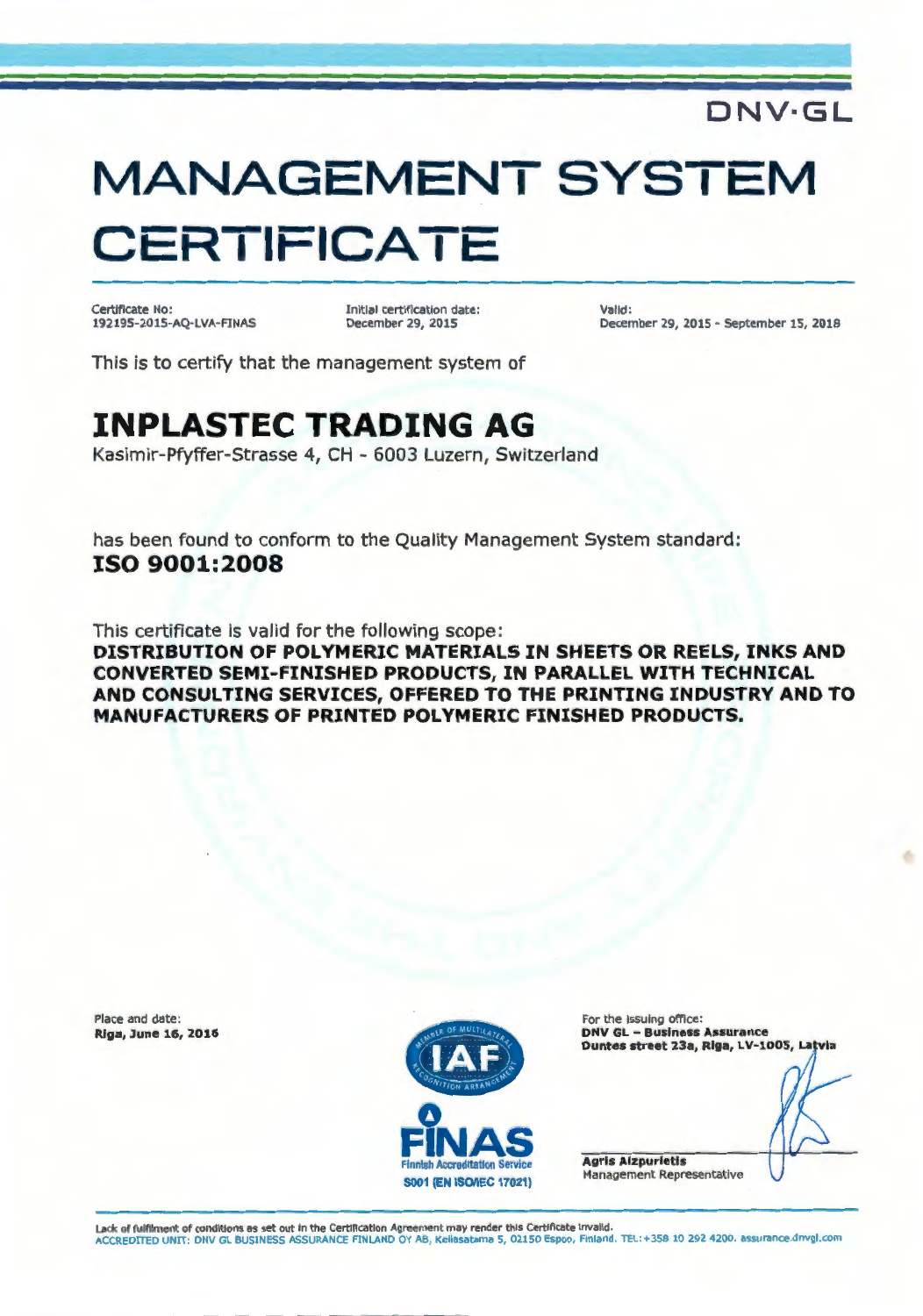DNV·GL

# MANAGEMENT SYSTEM CERTIFICATE

Certificate No:
192195-2015-AQ-LVA-FINAS

Initial certification date:
December 29, 2015

Valid:
December 29, 2015 - September 15, 2018

This is to certify that the management system of

## INPLASTEC TRADING AG

Kasimir-Pfyffer-Strasse 4, CH - 6003 Luzern, Switzerland

has been found to conform to the Quality Management System standard:

**ISO 9001:2008**

This certificate is valid for the following scope:

**DISTRIBUTION OF POLYMERIC MATERIALS IN SHEETS OR REELS, INKS AND CONVERTED SEMI-FINISHED PRODUCTS, IN PARALLEL WITH TECHNICAL AND CONSULTING SERVICES, OFFERED TO THE PRINTING INDUSTRY AND TO MANUFACTURERS OF PRINTED POLYMERIC FINISHED PRODUCTS.**

Place and date:
**Riga, June 16, 2016**

IAF

FINAS
Finnish Accreditation Service
S001 (EN ISO/IEC 17021)

For the issuing office:
**DNV GL – Business Assurance**
**Duntes street 23a, Riga, LV-1005, Latvia**

**Agris Aizpurietis**
Management Representative

Lack of fulfilment of conditions as set out in the Certification Agreement may render this Certificate invalid.
ACCREDITED UNIT: DNV GL BUSINESS ASSURANCE FINLAND OY AB, Keilasatama 5, 02150 Espoo, Finland. TEL:+358 10 292 4200. assurance.dnvgl.com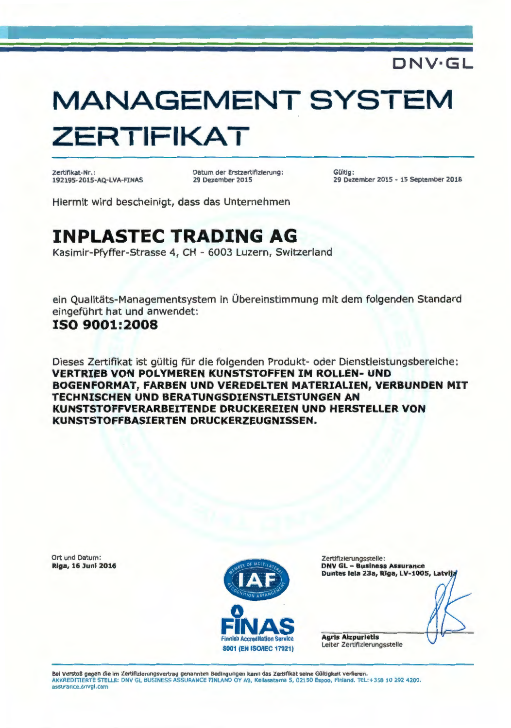DNV·GL

# MANAGEMENT SYSTEM ZERTIFIKAT

| Zertifikat-Nr.: | Datum der Erstzertifizierung: | Gültig: |
|---|---|---|
| 192195-2015-AQ-LVA-FINAS | 29 Dezember 2015 | 29 Dezember 2015 - 15 September 2018 |

Hiermit wird bescheinigt, dass das Unternehmen

## INPLASTEC TRADING AG

Kasimir-Pfyffer-Strasse 4, CH - 6003 Luzern, Switzerland

ein Qualitäts-Managementsystem in Übereinstimmung mit dem folgenden Standard eingeführt hat und anwendet:

**ISO 9001:2008**

Dieses Zertifikat ist gültig für die folgenden Produkt- oder Dienstleistungsbereiche:
**VERTRIEB VON POLYMEREN KUNSTSTOFFEN IM ROLLEN- UND BOGENFORMAT, FARBEN UND VEREDELTEN MATERIALIEN, VERBUNDEN MIT TECHNISCHEN UND BERATUNGSDIENSTLEISTUNGEN AN KUNSTSTOFFVERARBEITENDE DRUCKEREIEN UND HERSTELLER VON KUNSTSTOFFBASIERTEN DRUCKERZEUGNISSEN.**

Ort und Datum:
**Riga, 16 Juni 2016**

FINAS
Finnish Accreditation Service
S001 (EN ISO/IEC 17021)

Zertifizierungsstelle:
**DNV GL – Business Assurance**
**Duntes iela 23a, Riga, LV-1005, Latvija**

**Agris Aizpurietis**
Leiter Zertifizierungsstelle

Bei Verstoß gegen die im Zertifizierungsvertrag genannten Bedingungen kann das Zertifikat seine Gültigkeit verlieren.
AKKREDITIERTE STELLE: DNV GL BUSINESS ASSURANCE FINLAND OY AB, Keilasatama 5, 02150 Espoo, Finland. TEL:+358 10 292 4200.
assurance.dnvgl.com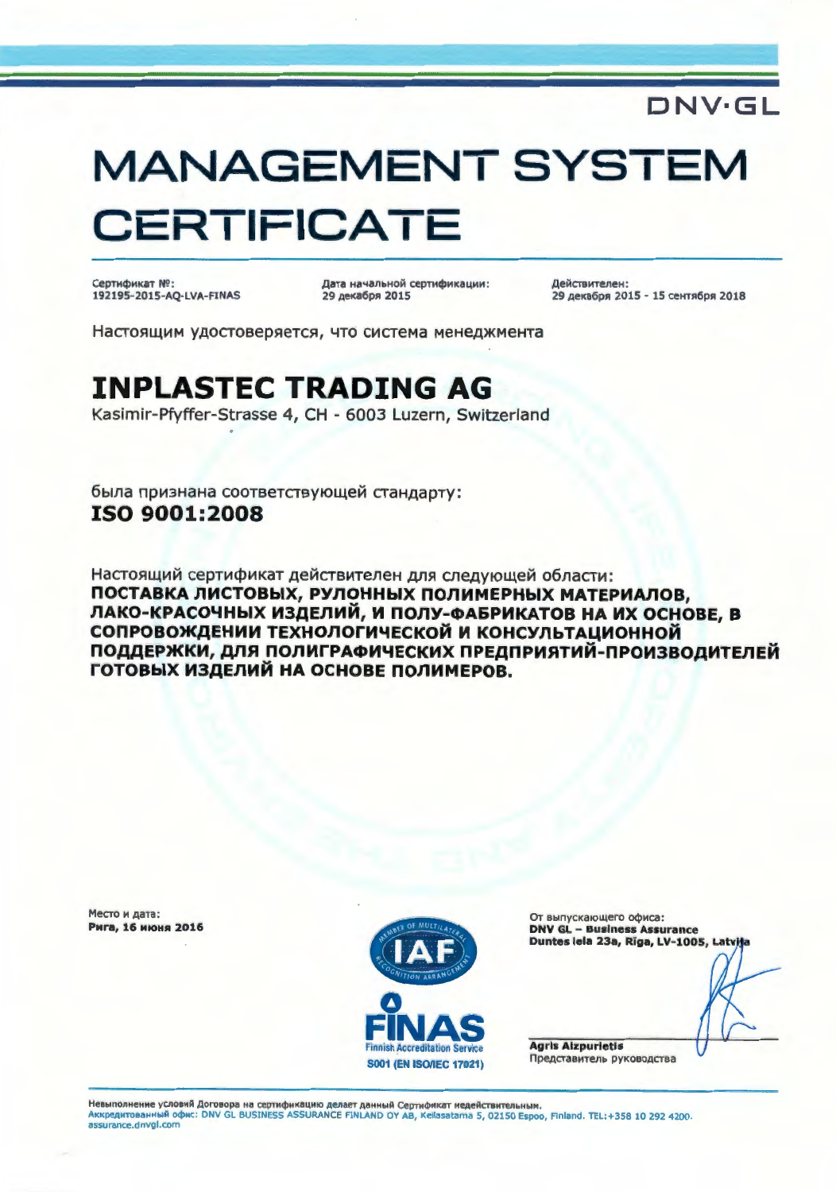DNV·GL

# MANAGEMENT SYSTEM CERTIFICATE

| Сертификат №: | Дата начальной сертификации: | Действителен: |
|---|---|---|
| 192195-2015-AQ-LVA-FINAS | 29 декабря 2015 | 29 декабря 2015 - 15 сентября 2018 |

Настоящим удостоверяется, что система менеджмента

## INPLASTEC TRADING AG

Kasimir-Pfyffer-Strasse 4, CH - 6003 Luzern, Switzerland

была признана соответствующей стандарту:

**ISO 9001:2008**

Настоящий сертификат действителен для следующей области:

**ПОСТАВКА ЛИСТОВЫХ, РУЛОННЫХ ПОЛИМЕРНЫХ МАТЕРИАЛОВ, ЛАКО-КРАСОЧНЫХ ИЗДЕЛИЙ, И ПОЛУ-ФАБРИКАТОВ НА ИХ ОСНОВЕ, В СОПРОВОЖДЕНИИ ТЕХНОЛОГИЧЕСКОЙ И КОНСУЛЬТАЦИОННОЙ ПОДДЕРЖКИ, ДЛЯ ПОЛИГРАФИЧЕСКИХ ПРЕДПРИЯТИЙ-ПРОИЗВОДИТЕЛЕЙ ГОТОВЫХ ИЗДЕЛИЙ НА ОСНОВЕ ПОЛИМЕРОВ.**

Место и дата:
**Рига, 16 июня 2016**

IAF
FINAS
Finnish Accreditation Service
S001 (EN ISO/IEC 17021)

От выпускающего офиса:
**DNV GL – Business Assurance**
**Duntes iela 23a, Riga, LV-1005, Latvija**

**Agris Aizpurietis**
Представитель руководства

Невыполнение условий Договора на сертификацию делает данный Сертификат недействительным.
Аккредитованный офис: DNV GL BUSINESS ASSURANCE FINLAND OY AB, Keilasatama 5, 02150 Espoo, Finland. TEL:+358 10 292 4200.
assurance.dnvgl.com